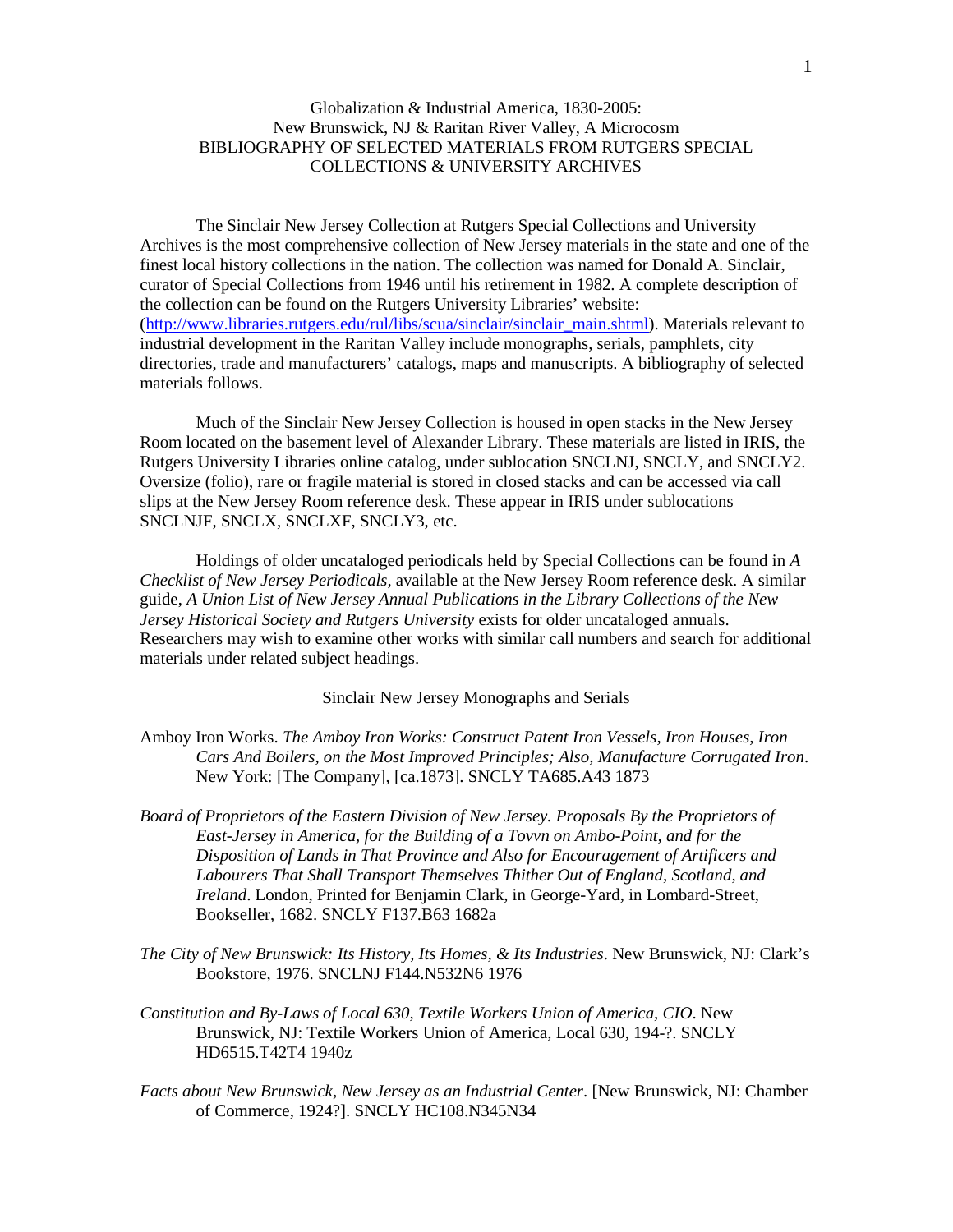# Globalization & Industrial America, 1830-2005: New Brunswick, NJ & Raritan River Valley, A Microcosm
## BIBLIOGRAPHY OF SELECTED MATERIALS FROM RUTGERS SPECIAL COLLECTIONS & UNIVERSITY ARCHIVES

The Sinclair New Jersey Collection at Rutgers Special Collections and University Archives is the most comprehensive collection of New Jersey materials in the state and one of the finest local history collections in the nation. The collection was named for Donald A. Sinclair, curator of Special Collections from 1946 until his retirement in 1982. A complete description of the collection can be found on the Rutgers University Libraries' website: ([http://www.libraries.rutgers.edu/rul/libs/scua/sinclair/sinclair_main.shtml](http://www.libraries.rutgers.edu/rul/libs/scua/sinclair/sinclair_main.shtml)). Materials relevant to industrial development in the Raritan Valley include monographs, serials, pamphlets, city directories, trade and manufacturers' catalogs, maps and manuscripts. A bibliography of selected materials follows.

Much of the Sinclair New Jersey Collection is housed in open stacks in the New Jersey Room located on the basement level of Alexander Library. These materials are listed in IRIS, the Rutgers University Libraries online catalog, under sublocation SNCLNJ, SNCLY, and SNCLY2. Oversize (folio), rare or fragile material is stored in closed stacks and can be accessed via call slips at the New Jersey Room reference desk. These appear in IRIS under sublocations SNCLNJF, SNCLX, SNCLXF, SNCLY3, etc.

Holdings of older uncataloged periodicals held by Special Collections can be found in *A Checklist of New Jersey Periodicals*, available at the New Jersey Room reference desk. A similar guide, *A Union List of New Jersey Annual Publications in the Library Collections of the New Jersey Historical Society and Rutgers University* exists for older uncataloged annuals. Researchers may wish to examine other works with similar call numbers and search for additional materials under related subject headings.

### Sinclair New Jersey Monographs and Serials

Amboy Iron Works. *The Amboy Iron Works: Construct Patent Iron Vessels, Iron Houses, Iron Cars And Boilers, on the Most Improved Principles; Also, Manufacture Corrugated Iron*. New York: [The Company], [ca.1873]. SNCLY TA685.A43 1873

*Board of Proprietors of the Eastern Division of New Jersey. Proposals By the Proprietors of East-Jersey in America, for the Building of a Tovvn on Ambo-Point, and for the Disposition of Lands in That Province and Also for Encouragement of Artificers and Labourers That Shall Transport Themselves Thither Out of England, Scotland, and Ireland*. London, Printed for Benjamin Clark, in George-Yard, in Lombard-Street, Bookseller, 1682. SNCLY F137.B63 1682a

*The City of New Brunswick: Its History, Its Homes, & Its Industries*. New Brunswick, NJ: Clark's Bookstore, 1976. SNCLNJ F144.N532N6 1976

*Constitution and By-Laws of Local 630, Textile Workers Union of America, CIO*. New Brunswick, NJ: Textile Workers Union of America, Local 630, 194-?. SNCLY HD6515.T42T4 1940z

*Facts about New Brunswick, New Jersey as an Industrial Center*. [New Brunswick, NJ: Chamber of Commerce, 1924?]. SNCLY HC108.N345N34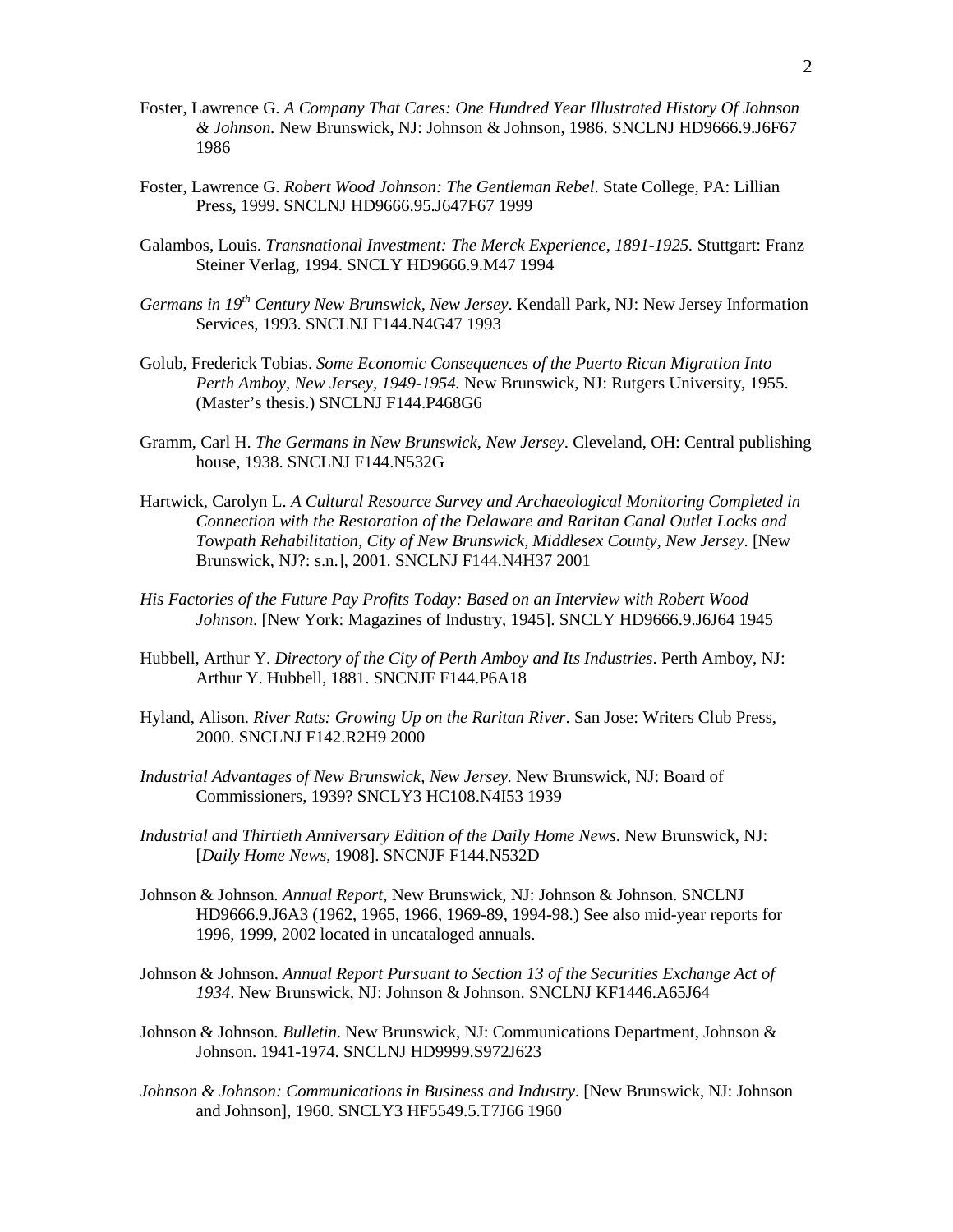Foster, Lawrence G. *A Company That Cares: One Hundred Year Illustrated History Of Johnson & Johnson.* New Brunswick, NJ: Johnson & Johnson, 1986. SNCLNJ HD9666.9.J6F67 1986

Foster, Lawrence G. *Robert Wood Johnson: The Gentleman Rebel*. State College, PA: Lillian Press, 1999. SNCLNJ HD9666.95.J647F67 1999

Galambos, Louis. *Transnational Investment: The Merck Experience, 1891-1925.* Stuttgart: Franz Steiner Verlag, 1994. SNCLY HD9666.9.M47 1994

*Germans in 19th Century New Brunswick, New Jersey*. Kendall Park, NJ: New Jersey Information Services, 1993. SNCLNJ F144.N4G47 1993

Golub, Frederick Tobias. *Some Economic Consequences of the Puerto Rican Migration Into Perth Amboy, New Jersey, 1949-1954.* New Brunswick, NJ: Rutgers University, 1955. (Master's thesis.) SNCLNJ F144.P468G6

Gramm, Carl H. *The Germans in New Brunswick, New Jersey*. Cleveland, OH: Central publishing house, 1938. SNCLNJ F144.N532G

Hartwick, Carolyn L. *A Cultural Resource Survey and Archaeological Monitoring Completed in Connection with the Restoration of the Delaware and Raritan Canal Outlet Locks and Towpath Rehabilitation, City of New Brunswick, Middlesex County, New Jersey*. [New Brunswick, NJ?: s.n.], 2001. SNCLNJ F144.N4H37 2001

*His Factories of the Future Pay Profits Today: Based on an Interview with Robert Wood Johnson*. [New York: Magazines of Industry, 1945]. SNCLY HD9666.9.J6J64 1945

Hubbell, Arthur Y. *Directory of the City of Perth Amboy and Its Industries*. Perth Amboy, NJ: Arthur Y. Hubbell, 1881. SNCNJF F144.P6A18

Hyland, Alison. *River Rats: Growing Up on the Raritan River*. San Jose: Writers Club Press, 2000. SNCLNJ F142.R2H9 2000

*Industrial Advantages of New Brunswick, New Jersey.* New Brunswick, NJ: Board of Commissioners, 1939? SNCLY3 HC108.N4I53 1939

*Industrial and Thirtieth Anniversary Edition of the Daily Home News*. New Brunswick, NJ: [*Daily Home News*, 1908]. SNCNJF F144.N532D

Johnson & Johnson. *Annual Report*, New Brunswick, NJ: Johnson & Johnson. SNCLNJ HD9666.9.J6A3 (1962, 1965, 1966, 1969-89, 1994-98.) See also mid-year reports for 1996, 1999, 2002 located in uncataloged annuals.

Johnson & Johnson. *Annual Report Pursuant to Section 13 of the Securities Exchange Act of 1934*. New Brunswick, NJ: Johnson & Johnson. SNCLNJ KF1446.A65J64

Johnson & Johnson. *Bulletin*. New Brunswick, NJ: Communications Department, Johnson & Johnson. 1941-1974. SNCLNJ HD9999.S972J623

*Johnson & Johnson: Communications in Business and Industry*. [New Brunswick, NJ: Johnson and Johnson], 1960. SNCLY3 HF5549.5.T7J66 1960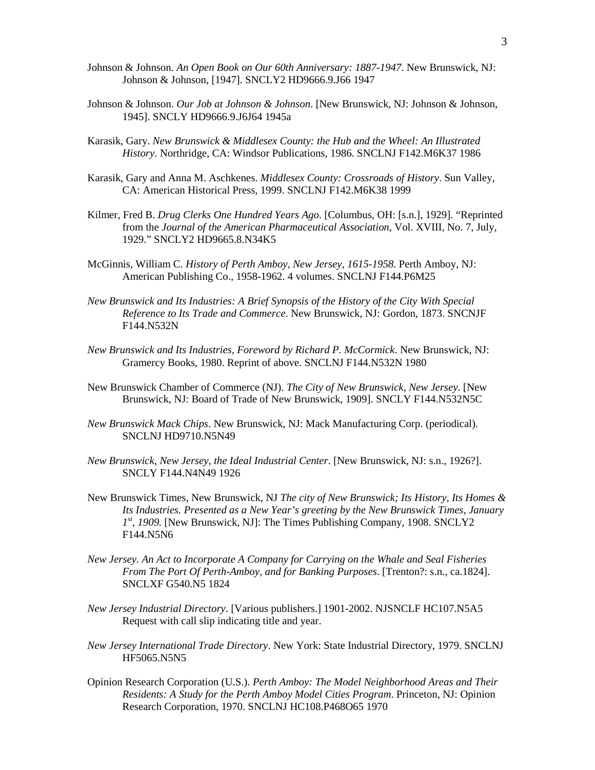Johnson & Johnson. *An Open Book on Our 60th Anniversary: 1887-1947*. New Brunswick, NJ: Johnson & Johnson, [1947]. SNCLY2 HD9666.9.J66 1947

Johnson & Johnson. *Our Job at Johnson & Johnson*. [New Brunswick, NJ: Johnson & Johnson, 1945]. SNCLY HD9666.9.J6J64 1945a

Karasik, Gary. *New Brunswick & Middlesex County: the Hub and the Wheel: An Illustrated History.* Northridge, CA: Windsor Publications, 1986. SNCLNJ F142.M6K37 1986

Karasik, Gary and Anna M. Aschkenes. *Middlesex County: Crossroads of History*. Sun Valley, CA: American Historical Press, 1999. SNCLNJ F142.M6K38 1999

Kilmer, Fred B. *Drug Clerks One Hundred Years Ago*. [Columbus, OH: [s.n.], 1929]. "Reprinted from the *Journal of the American Pharmaceutical Association*, Vol. XVIII, No. 7, July, 1929." SNCLY2 HD9665.8.N34K5

McGinnis, William C. *History of Perth Amboy, New Jersey, 1615-1958*. Perth Amboy, NJ: American Publishing Co., 1958-1962. 4 volumes. SNCLNJ F144.P6M25

*New Brunswick and Its Industries: A Brief Synopsis of the History of the City With Special Reference to Its Trade and Commerce*. New Brunswick, NJ: Gordon, 1873. SNCNJF F144.N532N

*New Brunswick and Its Industries, Foreword by Richard P. McCormick*. New Brunswick, NJ: Gramercy Books, 1980. Reprint of above. SNCLNJ F144.N532N 1980

New Brunswick Chamber of Commerce (NJ). *The City of New Brunswick, New Jersey*. [New Brunswick, NJ: Board of Trade of New Brunswick, 1909]. SNCLY F144.N532N5C

*New Brunswick Mack Chips*. New Brunswick, NJ: Mack Manufacturing Corp. (periodical). SNCLNJ HD9710.N5N49

*New Brunswick, New Jersey, the Ideal Industrial Center*. [New Brunswick, NJ: s.n., 1926?]. SNCLY F144.N4N49 1926

New Brunswick Times, New Brunswick, NJ *The city of New Brunswick; Its History, Its Homes & Its Industries. Presented as a New Year's greeting by the New Brunswick Times, January 1st, 1909.* [New Brunswick, NJ]: The Times Publishing Company, 1908. SNCLY2 F144.N5N6

*New Jersey. An Act to Incorporate A Company for Carrying on the Whale and Seal Fisheries From The Port Of Perth-Amboy, and for Banking Purposes*. [Trenton?: s.n., ca.1824]. SNCLXF G540.N5 1824

*New Jersey Industrial Directory*. [Various publishers.] 1901-2002. NJSNCLF HC107.N5A5 Request with call slip indicating title and year.

*New Jersey International Trade Directory*. New York: State Industrial Directory, 1979. SNCLNJ HF5065.N5N5

Opinion Research Corporation (U.S.). *Perth Amboy: The Model Neighborhood Areas and Their Residents: A Study for the Perth Amboy Model Cities Program*. Princeton, NJ: Opinion Research Corporation, 1970. SNCLNJ HC108.P468O65 1970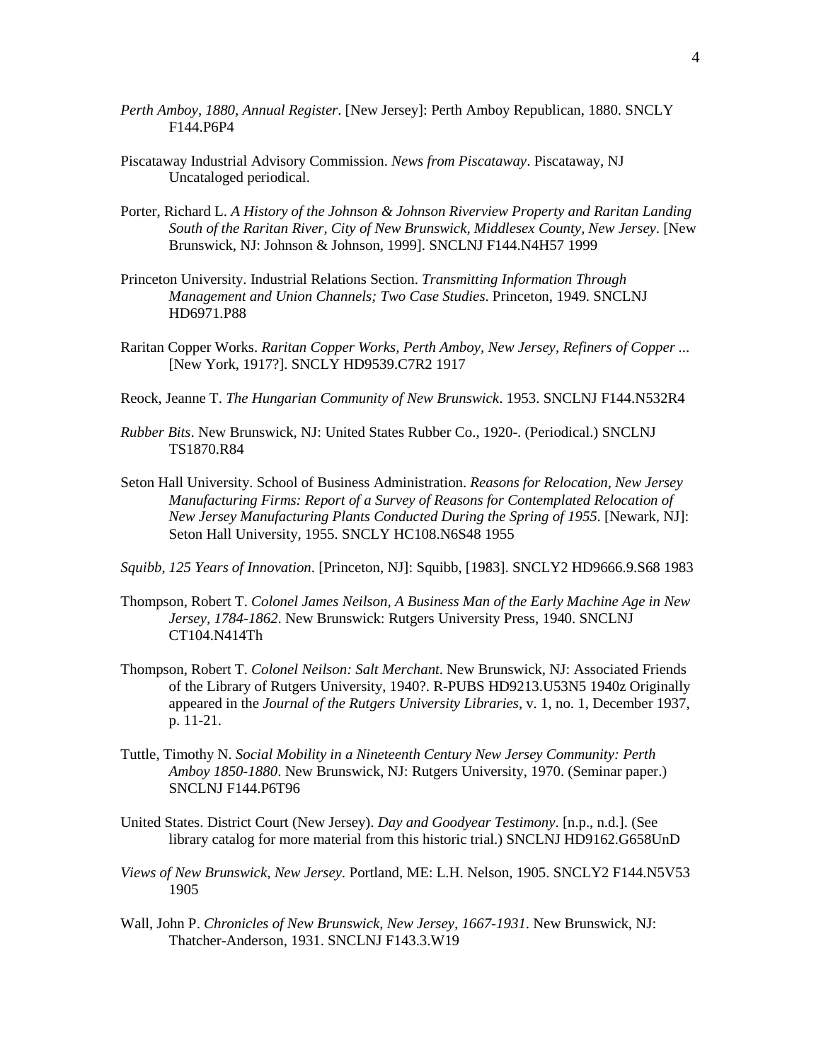*Perth Amboy, 1880, Annual Register*. [New Jersey]: Perth Amboy Republican, 1880. SNCLY F144.P6P4

Piscataway Industrial Advisory Commission. *News from Piscataway*. Piscataway, NJ Uncataloged periodical.

Porter, Richard L. *A History of the Johnson & Johnson Riverview Property and Raritan Landing South of the Raritan River, City of New Brunswick, Middlesex County, New Jersey*. [New Brunswick, NJ: Johnson & Johnson, 1999]. SNCLNJ F144.N4H57 1999

Princeton University. Industrial Relations Section. *Transmitting Information Through Management and Union Channels; Two Case Studies*. Princeton, 1949. SNCLNJ HD6971.P88

Raritan Copper Works. *Raritan Copper Works, Perth Amboy, New Jersey, Refiners of Copper ...* [New York, 1917?]. SNCLY HD9539.C7R2 1917

Reock, Jeanne T. *The Hungarian Community of New Brunswick*. 1953. SNCLNJ F144.N532R4

*Rubber Bits*. New Brunswick, NJ: United States Rubber Co., 1920-. (Periodical.) SNCLNJ TS1870.R84

Seton Hall University. School of Business Administration. *Reasons for Relocation, New Jersey Manufacturing Firms: Report of a Survey of Reasons for Contemplated Relocation of New Jersey Manufacturing Plants Conducted During the Spring of 1955*. [Newark, NJ]: Seton Hall University, 1955. SNCLY HC108.N6S48 1955

*Squibb, 125 Years of Innovation*. [Princeton, NJ]: Squibb, [1983]. SNCLY2 HD9666.9.S68 1983

Thompson, Robert T. *Colonel James Neilson, A Business Man of the Early Machine Age in New Jersey, 1784-1862*. New Brunswick: Rutgers University Press, 1940. SNCLNJ CT104.N414Th

Thompson, Robert T. *Colonel Neilson: Salt Merchant*. New Brunswick, NJ: Associated Friends of the Library of Rutgers University, 1940?. R-PUBS HD9213.U53N5 1940z Originally appeared in the *Journal of the Rutgers University Libraries*, v. 1, no. 1, December 1937, p. 11-21.

Tuttle, Timothy N. *Social Mobility in a Nineteenth Century New Jersey Community: Perth Amboy 1850-1880*. New Brunswick, NJ: Rutgers University, 1970. (Seminar paper.) SNCLNJ F144.P6T96

United States. District Court (New Jersey). *Day and Goodyear Testimony*. [n.p., n.d.]. (See library catalog for more material from this historic trial.) SNCLNJ HD9162.G658UnD

*Views of New Brunswick, New Jersey*. Portland, ME: L.H. Nelson, 1905. SNCLY2 F144.N5V53 1905

Wall, John P. *Chronicles of New Brunswick, New Jersey, 1667-1931*. New Brunswick, NJ: Thatcher-Anderson, 1931. SNCLNJ F143.3.W19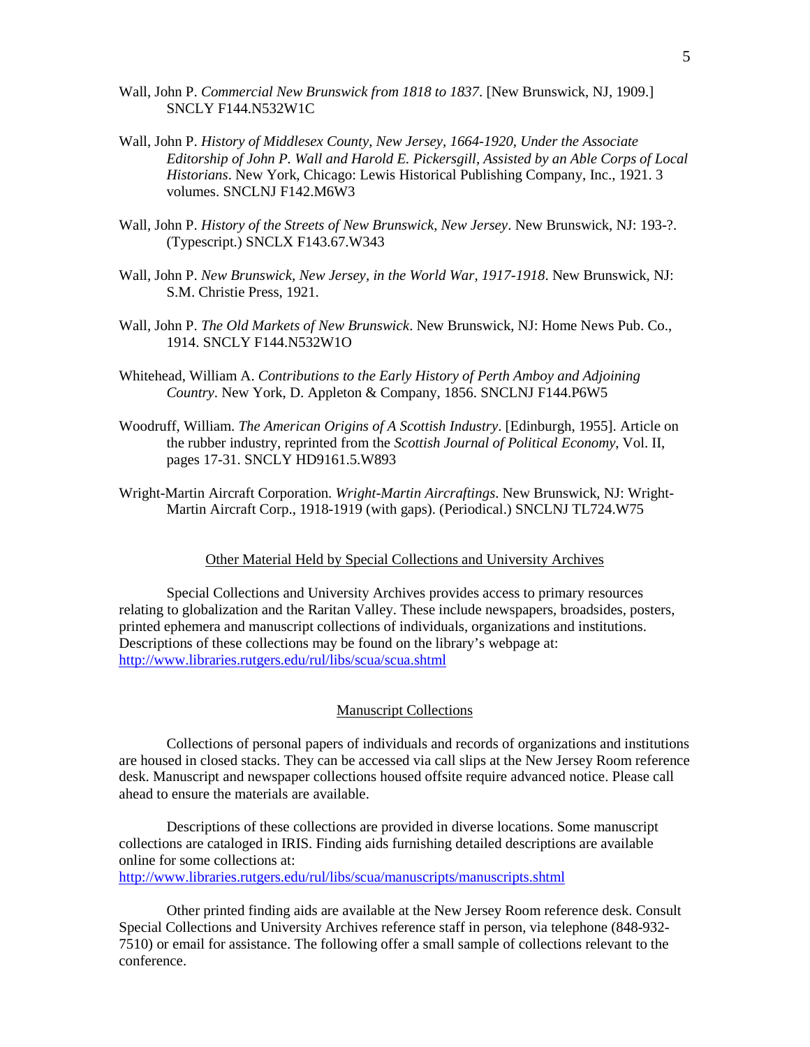Wall, John P. *Commercial New Brunswick from 1818 to 1837*. [New Brunswick, NJ, 1909.] SNCLY F144.N532W1C

Wall, John P. *History of Middlesex County, New Jersey, 1664-1920, Under the Associate Editorship of John P. Wall and Harold E. Pickersgill, Assisted by an Able Corps of Local Historians*. New York, Chicago: Lewis Historical Publishing Company, Inc., 1921. 3 volumes. SNCLNJ F142.M6W3

Wall, John P. *History of the Streets of New Brunswick, New Jersey*. New Brunswick, NJ: 193-?. (Typescript.) SNCLX F143.67.W343

Wall, John P. *New Brunswick, New Jersey, in the World War, 1917-1918*. New Brunswick, NJ: S.M. Christie Press, 1921.

Wall, John P. *The Old Markets of New Brunswick*. New Brunswick, NJ: Home News Pub. Co., 1914. SNCLY F144.N532W1O

Whitehead, William A. *Contributions to the Early History of Perth Amboy and Adjoining Country*. New York, D. Appleton & Company, 1856. SNCLNJ F144.P6W5

Woodruff, William. *The American Origins of A Scottish Industry*. [Edinburgh, 1955]. Article on the rubber industry, reprinted from the *Scottish Journal of Political Economy*, Vol. II, pages 17-31. SNCLY HD9161.5.W893

Wright-Martin Aircraft Corporation. *Wright-Martin Aircraftings*. New Brunswick, NJ: Wright-Martin Aircraft Corp., 1918-1919 (with gaps). (Periodical.) SNCLNJ TL724.W75

## Other Material Held by Special Collections and University Archives

Special Collections and University Archives provides access to primary resources relating to globalization and the Raritan Valley. These include newspapers, broadsides, posters, printed ephemera and manuscript collections of individuals, organizations and institutions. Descriptions of these collections may be found on the library's webpage at: http://www.libraries.rutgers.edu/rul/libs/scua/scua.shtml

## Manuscript Collections

Collections of personal papers of individuals and records of organizations and institutions are housed in closed stacks. They can be accessed via call slips at the New Jersey Room reference desk. Manuscript and newspaper collections housed offsite require advanced notice. Please call ahead to ensure the materials are available.

Descriptions of these collections are provided in diverse locations. Some manuscript collections are cataloged in IRIS. Finding aids furnishing detailed descriptions are available online for some collections at: http://www.libraries.rutgers.edu/rul/libs/scua/manuscripts/manuscripts.shtml

Other printed finding aids are available at the New Jersey Room reference desk. Consult Special Collections and University Archives reference staff in person, via telephone (848-932-7510) or email for assistance. The following offer a small sample of collections relevant to the conference.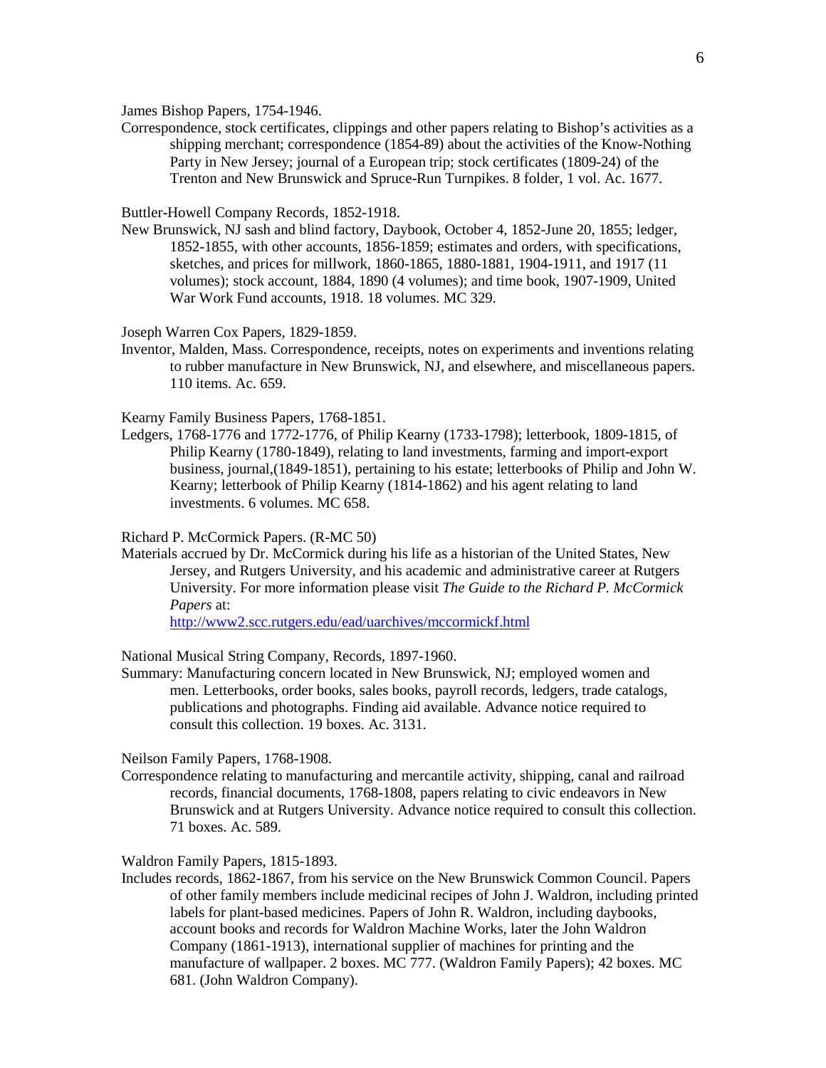James Bishop Papers, 1754-1946.

Correspondence, stock certificates, clippings and other papers relating to Bishop's activities as a shipping merchant; correspondence (1854-89) about the activities of the Know-Nothing Party in New Jersey; journal of a European trip; stock certificates (1809-24) of the Trenton and New Brunswick and Spruce-Run Turnpikes. 8 folder, 1 vol. Ac. 1677.

Buttler-Howell Company Records, 1852-1918.

New Brunswick, NJ sash and blind factory, Daybook, October 4, 1852-June 20, 1855; ledger, 1852-1855, with other accounts, 1856-1859; estimates and orders, with specifications, sketches, and prices for millwork, 1860-1865, 1880-1881, 1904-1911, and 1917 (11 volumes); stock account, 1884, 1890 (4 volumes); and time book, 1907-1909, United War Work Fund accounts, 1918. 18 volumes. MC 329.

Joseph Warren Cox Papers, 1829-1859.

Inventor, Malden, Mass. Correspondence, receipts, notes on experiments and inventions relating to rubber manufacture in New Brunswick, NJ, and elsewhere, and miscellaneous papers. 110 items. Ac. 659.

Kearny Family Business Papers, 1768-1851.

Ledgers, 1768-1776 and 1772-1776, of Philip Kearny (1733-1798); letterbook, 1809-1815, of Philip Kearny (1780-1849), relating to land investments, farming and import-export business, journal,(1849-1851), pertaining to his estate; letterbooks of Philip and John W. Kearny; letterbook of Philip Kearny (1814-1862) and his agent relating to land investments. 6 volumes. MC 658.

Richard P. McCormick Papers. (R-MC 50)

Materials accrued by Dr. McCormick during his life as a historian of the United States, New Jersey, and Rutgers University, and his academic and administrative career at Rutgers University. For more information please visit *The Guide to the Richard P. McCormick Papers* at:
http://www2.scc.rutgers.edu/ead/uarchives/mccormickf.html

National Musical String Company, Records, 1897-1960.

Summary: Manufacturing concern located in New Brunswick, NJ; employed women and men. Letterbooks, order books, sales books, payroll records, ledgers, trade catalogs, publications and photographs. Finding aid available. Advance notice required to consult this collection. 19 boxes. Ac. 3131.

Neilson Family Papers, 1768-1908.

Correspondence relating to manufacturing and mercantile activity, shipping, canal and railroad records, financial documents, 1768-1808, papers relating to civic endeavors in New Brunswick and at Rutgers University. Advance notice required to consult this collection. 71 boxes. Ac. 589.

Waldron Family Papers, 1815-1893.

Includes records, 1862-1867, from his service on the New Brunswick Common Council. Papers of other family members include medicinal recipes of John J. Waldron, including printed labels for plant-based medicines. Papers of John R. Waldron, including daybooks, account books and records for Waldron Machine Works, later the John Waldron Company (1861-1913), international supplier of machines for printing and the manufacture of wallpaper. 2 boxes. MC 777. (Waldron Family Papers); 42 boxes. MC 681. (John Waldron Company).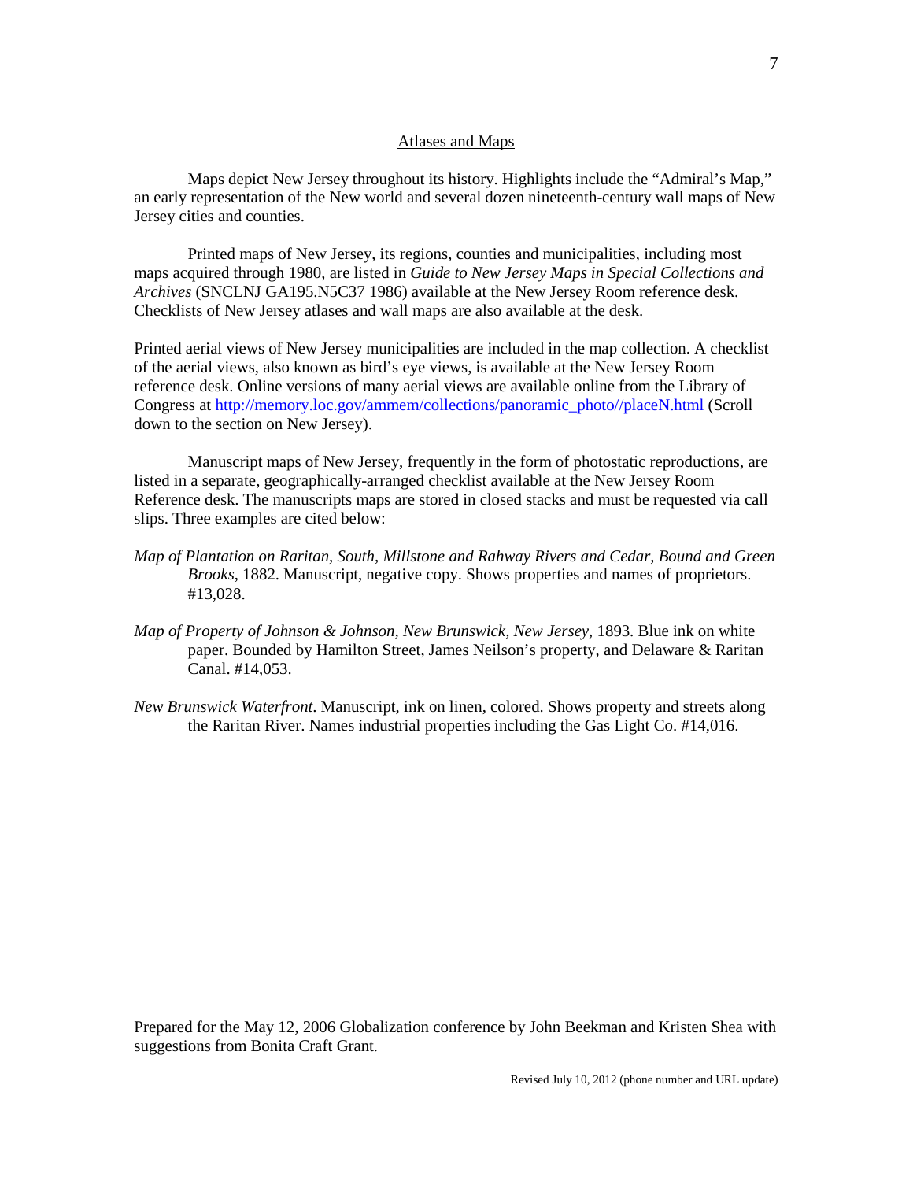## Atlases and Maps

Maps depict New Jersey throughout its history. Highlights include the "Admiral's Map," an early representation of the New world and several dozen nineteenth-century wall maps of New Jersey cities and counties.

Printed maps of New Jersey, its regions, counties and municipalities, including most maps acquired through 1980, are listed in *Guide to New Jersey Maps in Special Collections and Archives* (SNCLNJ GA195.N5C37 1986) available at the New Jersey Room reference desk. Checklists of New Jersey atlases and wall maps are also available at the desk.

Printed aerial views of New Jersey municipalities are included in the map collection. A checklist of the aerial views, also known as bird's eye views, is available at the New Jersey Room reference desk. Online versions of many aerial views are available online from the Library of Congress at http://memory.loc.gov/ammem/collections/panoramic_photo//placeN.html (Scroll down to the section on New Jersey).

Manuscript maps of New Jersey, frequently in the form of photostatic reproductions, are listed in a separate, geographically-arranged checklist available at the New Jersey Room Reference desk. The manuscripts maps are stored in closed stacks and must be requested via call slips. Three examples are cited below:

*Map of Plantation on Raritan, South, Millstone and Rahway Rivers and Cedar, Bound and Green Brooks*, 1882. Manuscript, negative copy. Shows properties and names of proprietors. #13,028.

*Map of Property of Johnson & Johnson, New Brunswick, New Jersey*, 1893. Blue ink on white paper. Bounded by Hamilton Street, James Neilson's property, and Delaware & Raritan Canal. #14,053.

*New Brunswick Waterfront*. Manuscript, ink on linen, colored. Shows property and streets along the Raritan River. Names industrial properties including the Gas Light Co. #14,016.

Prepared for the May 12, 2006 Globalization conference by John Beekman and Kristen Shea with suggestions from Bonita Craft Grant.

Revised July 10, 2012 (phone number and URL update)